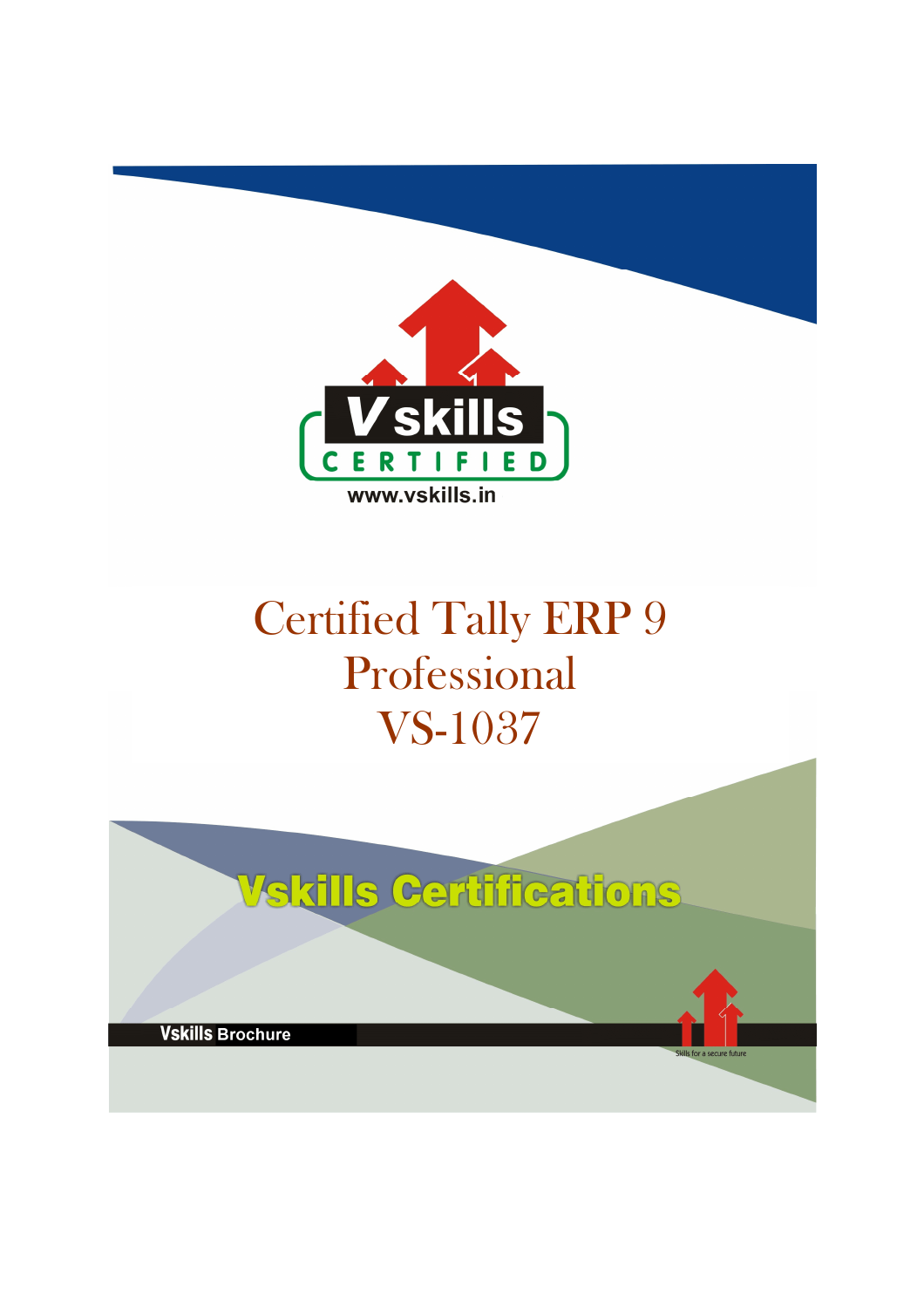V skills

CERTIFIED

www.vskills.in

# Certified Tally ERP 9 Professional VS-1037

Vskills Certifications

**Vskills** Brochure

Skills for a secure future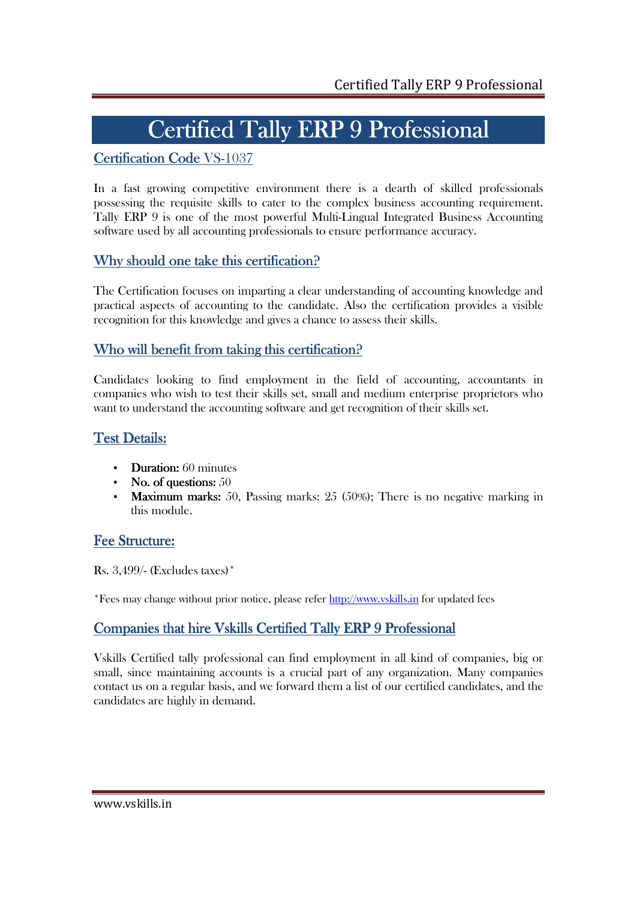# Certified Tally ERP 9 Professional

## Certification Code VS-1037

In a fast growing competitive environment there is a dearth of skilled professionals possessing the requisite skills to cater to the complex business accounting requirement. Tally ERP 9 is one of the most powerful Multi-Lingual Integrated Business Accounting software used by all accounting professionals to ensure performance accuracy.

## Why should one take this certification?

The Certification focuses on imparting a clear understanding of accounting knowledge and practical aspects of accounting to the candidate. Also the certification provides a visible recognition for this knowledge and gives a chance to assess their skills.

## Who will benefit from taking this certification?

Candidates looking to find employment in the field of accounting, accountants in companies who wish to test their skills set, small and medium enterprise proprietors who want to understand the accounting software and get recognition of their skills set.

## Test Details:

- **Duration:** 60 minutes
- **No. of questions:** 50
- **Maximum marks:** 50, Passing marks: 25 (50%); There is no negative marking in this module.

## Fee Structure:

Rs. 3,499/- (Excludes taxes)*

*Fees may change without prior notice, please refer http://www.vskills.in for updated fees

## Companies that hire Vskills Certified Tally ERP 9 Professional

Vskills Certified tally professional can find employment in all kind of companies, big or small, since maintaining accounts is a crucial part of any organization. Many companies contact us on a regular basis, and we forward them a list of our certified candidates, and the candidates are highly in demand.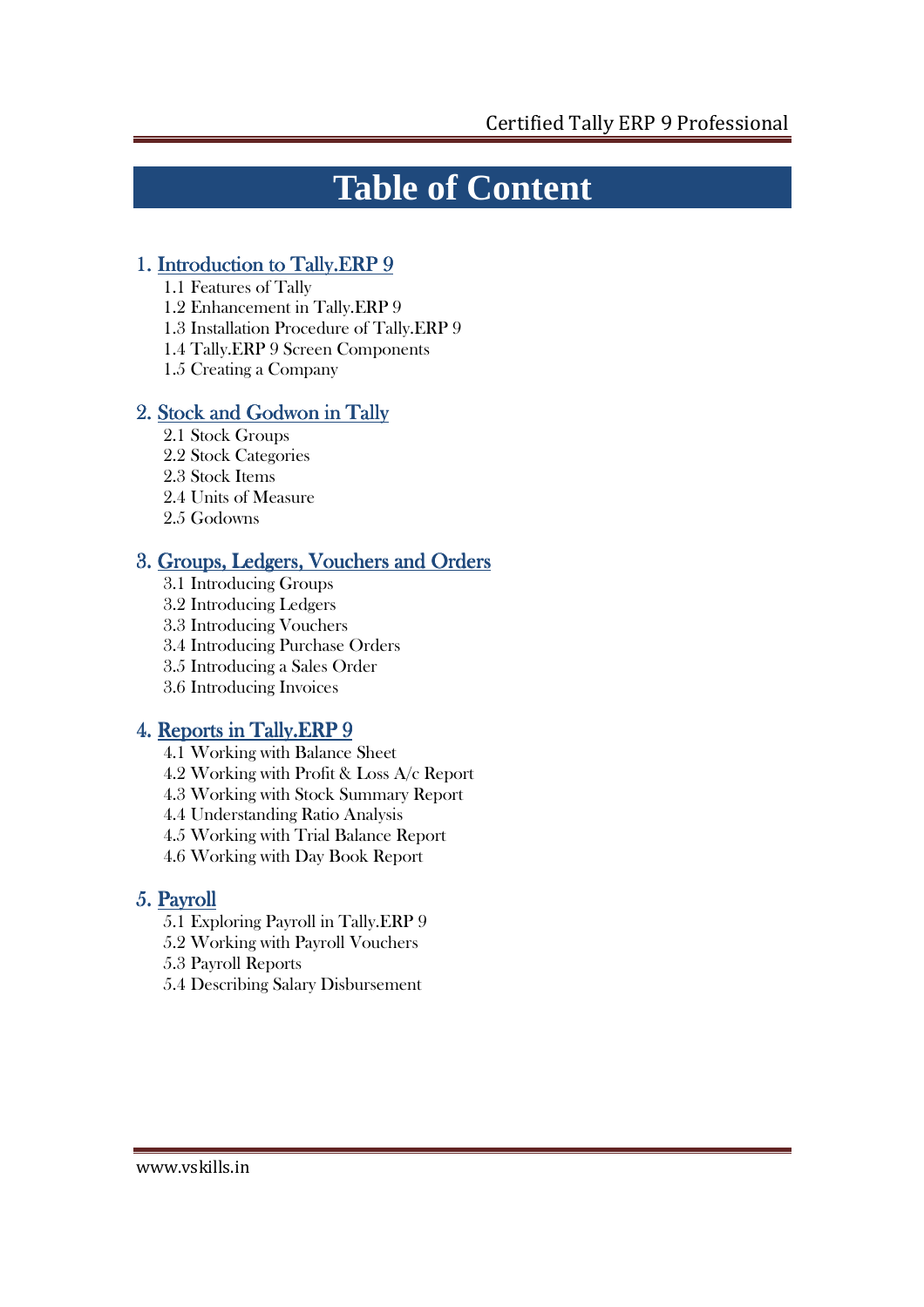# Table of Content

## 1. Introduction to Tally.ERP 9

1.1 Features of Tally
1.2 Enhancement in Tally.ERP 9
1.3 Installation Procedure of Tally.ERP 9
1.4 Tally.ERP 9 Screen Components
1.5 Creating a Company

## 2. Stock and Godwon in Tally

2.1 Stock Groups
2.2 Stock Categories
2.3 Stock Items
2.4 Units of Measure
2.5 Godowns

## 3. Groups, Ledgers, Vouchers and Orders

3.1 Introducing Groups
3.2 Introducing Ledgers
3.3 Introducing Vouchers
3.4 Introducing Purchase Orders
3.5 Introducing a Sales Order
3.6 Introducing Invoices

## 4. Reports in Tally.ERP 9

4.1 Working with Balance Sheet
4.2 Working with Profit & Loss A/c Report
4.3 Working with Stock Summary Report
4.4 Understanding Ratio Analysis
4.5 Working with Trial Balance Report
4.6 Working with Day Book Report

## 5. Payroll

5.1 Exploring Payroll in Tally.ERP 9
5.2 Working with Payroll Vouchers
5.3 Payroll Reports
5.4 Describing Salary Disbursement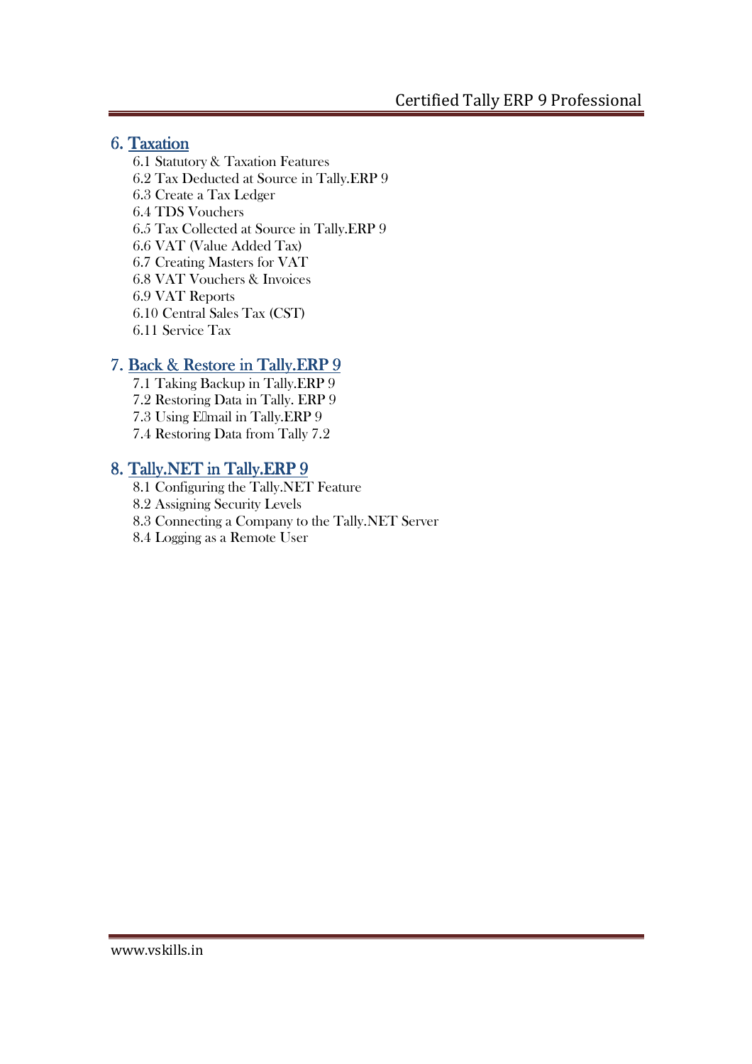## 6. Taxation

6.1 Statutory & Taxation Features
6.2 Tax Deducted at Source in Tally.ERP 9
6.3 Create a Tax Ledger
6.4 TDS Vouchers
6.5 Tax Collected at Source in Tally.ERP 9
6.6 VAT (Value Added Tax)
6.7 Creating Masters for VAT
6.8 VAT Vouchers & Invoices
6.9 VAT Reports
6.10 Central Sales Tax (CST)
6.11 Service Tax

## 7. Back & Restore in Tally.ERP 9

7.1 Taking Backup in Tally.ERP 9
7.2 Restoring Data in Tally. ERP 9
7.3 Using E-mail in Tally.ERP 9
7.4 Restoring Data from Tally 7.2

## 8. Tally.NET in Tally.ERP 9

8.1 Configuring the Tally.NET Feature
8.2 Assigning Security Levels
8.3 Connecting a Company to the Tally.NET Server
8.4 Logging as a Remote User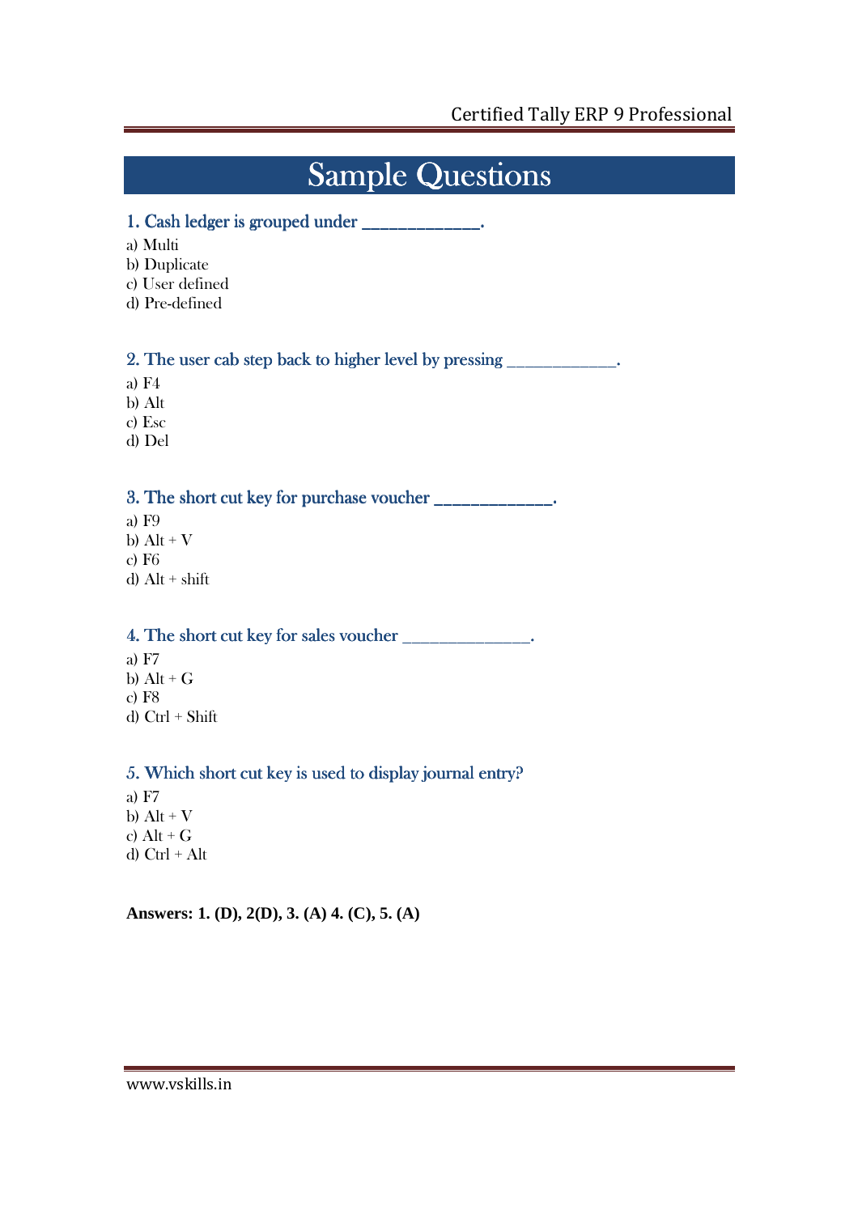# Sample Questions

### 1. Cash ledger is grouped under _____________.

a) Multi
b) Duplicate
c) User defined
d) Pre-defined

### 2. The user cab step back to higher level by pressing _____________.

a) F4
b) Alt
c) Esc
d) Del

### 3. The short cut key for purchase voucher _____________.

a) F9
b) Alt + V
c) F6
d) Alt + shift

### 4. The short cut key for sales voucher _______________.

a) F7
b) Alt + G
c) F8
d) Ctrl + Shift

### 5. Which short cut key is used to display journal entry?

a) F7
b) Alt + V
c) Alt + G
d) Ctrl + Alt

**Answers: 1. (D), 2(D), 3. (A) 4. (C), 5. (A)**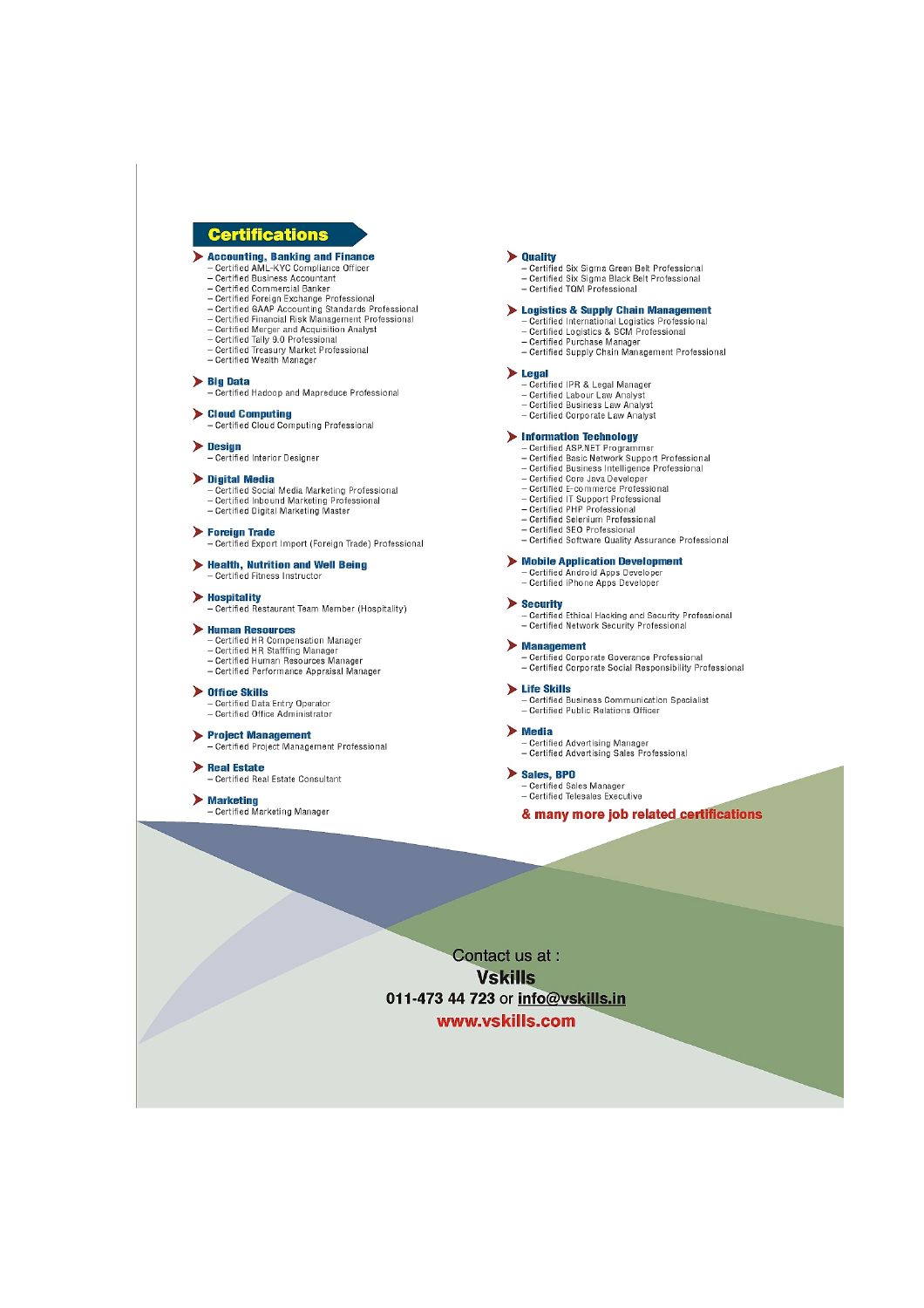## Certifications

### Accounting, Banking and Finance
- Certified AML-KYC Compliance Officer
- Certified Business Accountant
- Certified Commercial Banker
- Certified Foreign Exchange Professional
- Certified GAAP Accounting Standards Professional
- Certified Financial Risk Management Professional
- Certified Merger and Acquisition Analyst
- Certified Tally 9.0 Professional
- Certified Treasury Market Professional
- Certified Wealth Manager

### Big Data
- Certified Hadoop and Mapreduce Professional

### Cloud Computing
- Certified Cloud Computing Professional

### Design
- Certified Interior Designer

### Digital Media
- Certified Social Media Marketing Professional
- Certified Inbound Marketing Professional
- Certified Digital Marketing Master

### Foreign Trade
- Certified Export Import (Foreign Trade) Professional

### Health, Nutrition and Well Being
- Certified Fitness Instructor

### Hospitality
- Certified Restaurant Team Member (Hospitality)

### Human Resources
- Certified HR Compensation Manager
- Certified HR Stafffing Manager
- Certified Human Resources Manager
- Certified Performance Appraisal Manager

### Office Skills
- Certified Data Entry Operator
- Certified Office Administrator

### Project Management
- Certified Project Management Professional

### Real Estate
- Certified Real Estate Consultant

### Marketing
- Certified Marketing Manager

### Quality
- Certified Six Sigma Green Belt Professional
- Certified Six Sigma Black Belt Professional
- Certified TQM Professional

### Logistics & Supply Chain Management
- Certified International Logistics Professional
- Certified Logistics & SCM Professional
- Certified Purchase Manager
- Certified Supply Chain Management Professional

### Legal
- Certified IPR & Legal Manager
- Certified Labour Law Analyst
- Certified Business Law Analyst
- Certified Corporate Law Analyst

### Information Technology
- Certified ASP.NET Programmer
- Certified Basic Network Support Professional
- Certified Business Intelligence Professional
- Certified Core Java Developer
- Certified E-commerce Professional
- Certified IT Support Professional
- Certified PHP Professional
- Certified Selenium Professional
- Certified SEO Professional
- Certified Software Quality Assurance Professional

### Mobile Application Development
- Certified Android Apps Developer
- Certified iPhone Apps Developer

### Security
- Certified Ethical Hacking and Security Professional
- Certified Network Security Professional

### Management
- Certified Corporate Goverance Professional
- Certified Corporate Social Responsibility Professional

### Life Skills
- Certified Business Communication Specialist
- Certified Public Relations Officer

### Media
- Certified Advertising Manager
- Certified Advertising Sales Professional

### Sales, BPO
- Certified Sales Manager
- Certified Telesales Executive

**& many more job related certifications**

Contact us at :

**Vskills**

**011-473 44 723** or **info@vskills.in**

**www.vskills.com**